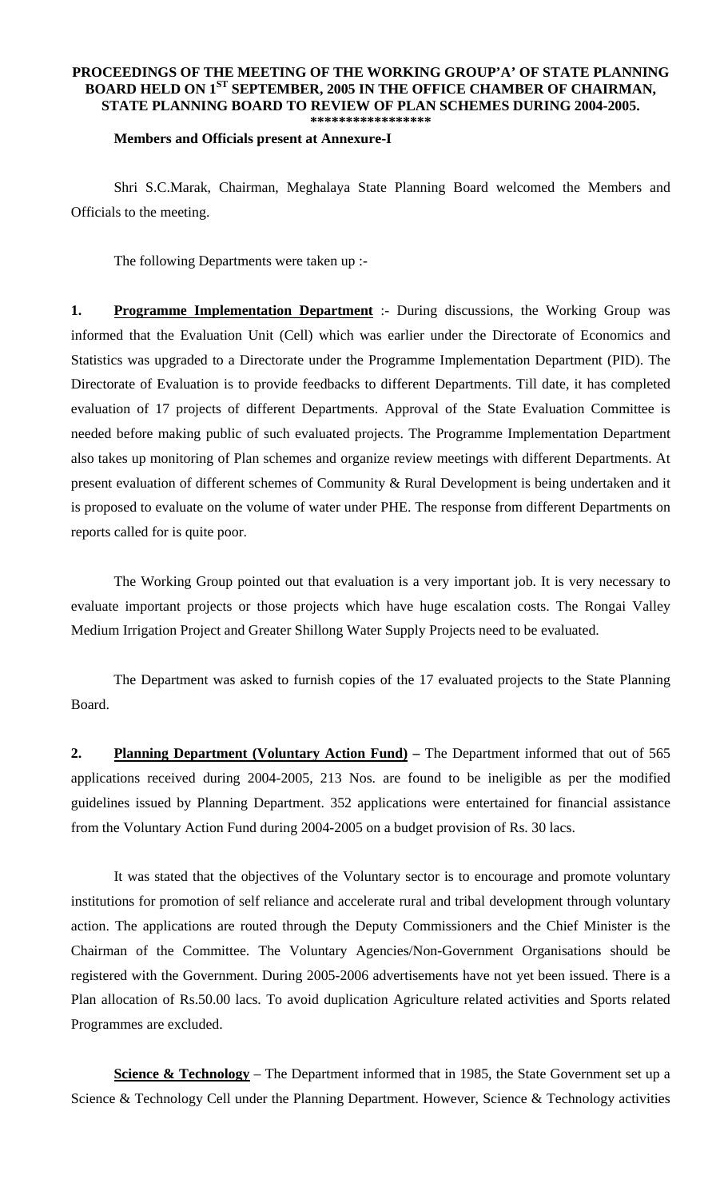**PROCEEDINGS OF THE MEETING OF THE WORKING GROUP'A' OF STATE PLANNING BOARD HELD ON 1ST SEPTEMBER, 2005 IN THE OFFICE CHAMBER OF CHAIRMAN, STATE PLANNING BOARD TO REVIEW OF PLAN SCHEMES DURING 2004-2005.**

*****************

**Members and Officials present at Annexure-I**

Shri S.C.Marak, Chairman, Meghalaya State Planning Board welcomed the Members and Officials to the meeting.

The following Departments were taken up :-

**1. Programme Implementation Department** :- During discussions, the Working Group was informed that the Evaluation Unit (Cell) which was earlier under the Directorate of Economics and Statistics was upgraded to a Directorate under the Programme Implementation Department (PID). The Directorate of Evaluation is to provide feedbacks to different Departments. Till date, it has completed evaluation of 17 projects of different Departments. Approval of the State Evaluation Committee is needed before making public of such evaluated projects. The Programme Implementation Department also takes up monitoring of Plan schemes and organize review meetings with different Departments. At present evaluation of different schemes of Community & Rural Development is being undertaken and it is proposed to evaluate on the volume of water under PHE. The response from different Departments on reports called for is quite poor.

The Working Group pointed out that evaluation is a very important job. It is very necessary to evaluate important projects or those projects which have huge escalation costs. The Rongai Valley Medium Irrigation Project and Greater Shillong Water Supply Projects need to be evaluated.

The Department was asked to furnish copies of the 17 evaluated projects to the State Planning Board.

**2. Planning Department (Voluntary Action Fund) –** The Department informed that out of 565 applications received during 2004-2005, 213 Nos. are found to be ineligible as per the modified guidelines issued by Planning Department. 352 applications were entertained for financial assistance from the Voluntary Action Fund during 2004-2005 on a budget provision of Rs. 30 lacs.

It was stated that the objectives of the Voluntary sector is to encourage and promote voluntary institutions for promotion of self reliance and accelerate rural and tribal development through voluntary action. The applications are routed through the Deputy Commissioners and the Chief Minister is the Chairman of the Committee. The Voluntary Agencies/Non-Government Organisations should be registered with the Government. During 2005-2006 advertisements have not yet been issued. There is a Plan allocation of Rs.50.00 lacs. To avoid duplication Agriculture related activities and Sports related Programmes are excluded.

**Science & Technology** – The Department informed that in 1985, the State Government set up a Science & Technology Cell under the Planning Department. However, Science & Technology activities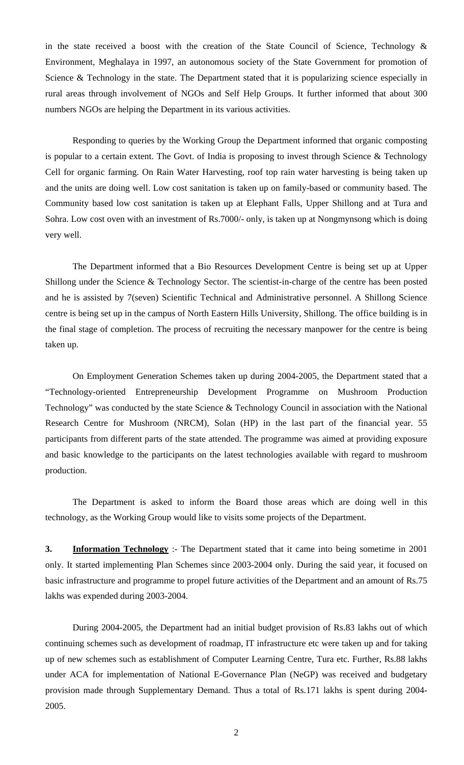in the state received a boost with the creation of the State Council of Science, Technology & Environment, Meghalaya in 1997, an autonomous society of the State Government for promotion of Science & Technology in the state. The Department stated that it is popularizing science especially in rural areas through involvement of NGOs and Self Help Groups. It further informed that about 300 numbers NGOs are helping the Department in its various activities.

Responding to queries by the Working Group the Department informed that organic composting is popular to a certain extent. The Govt. of India is proposing to invest through Science & Technology Cell for organic farming. On Rain Water Harvesting, roof top rain water harvesting is being taken up and the units are doing well. Low cost sanitation is taken up on family-based or community based. The Community based low cost sanitation is taken up at Elephant Falls, Upper Shillong and at Tura and Sohra. Low cost oven with an investment of Rs.7000/- only, is taken up at Nongmynsong which is doing very well.

The Department informed that a Bio Resources Development Centre is being set up at Upper Shillong under the Science & Technology Sector. The scientist-in-charge of the centre has been posted and he is assisted by 7(seven) Scientific Technical and Administrative personnel. A Shillong Science centre is being set up in the campus of North Eastern Hills University, Shillong. The office building is in the final stage of completion. The process of recruiting the necessary manpower for the centre is being taken up.

On Employment Generation Schemes taken up during 2004-2005, the Department stated that a "Technology-oriented Entrepreneurship Development Programme on Mushroom Production Technology" was conducted by the state Science & Technology Council in association with the National Research Centre for Mushroom (NRCM), Solan (HP) in the last part of the financial year. 55 participants from different parts of the state attended. The programme was aimed at providing exposure and basic knowledge to the participants on the latest technologies available with regard to mushroom production.

The Department is asked to inform the Board those areas which are doing well in this technology, as the Working Group would like to visits some projects of the Department.

**3.** **<u>Information Technology</u>** :- The Department stated that it came into being sometime in 2001 only. It started implementing Plan Schemes since 2003-2004 only. During the said year, it focused on basic infrastructure and programme to propel future activities of the Department and an amount of Rs.75 lakhs was expended during 2003-2004.

During 2004-2005, the Department had an initial budget provision of Rs.83 lakhs out of which continuing schemes such as development of roadmap, IT infrastructure etc were taken up and for taking up of new schemes such as establishment of Computer Learning Centre, Tura etc. Further, Rs.88 lakhs under ACA for implementation of National E-Governance Plan (NeGP) was received and budgetary provision made through Supplementary Demand. Thus a total of Rs.171 lakhs is spent during 2004-2005.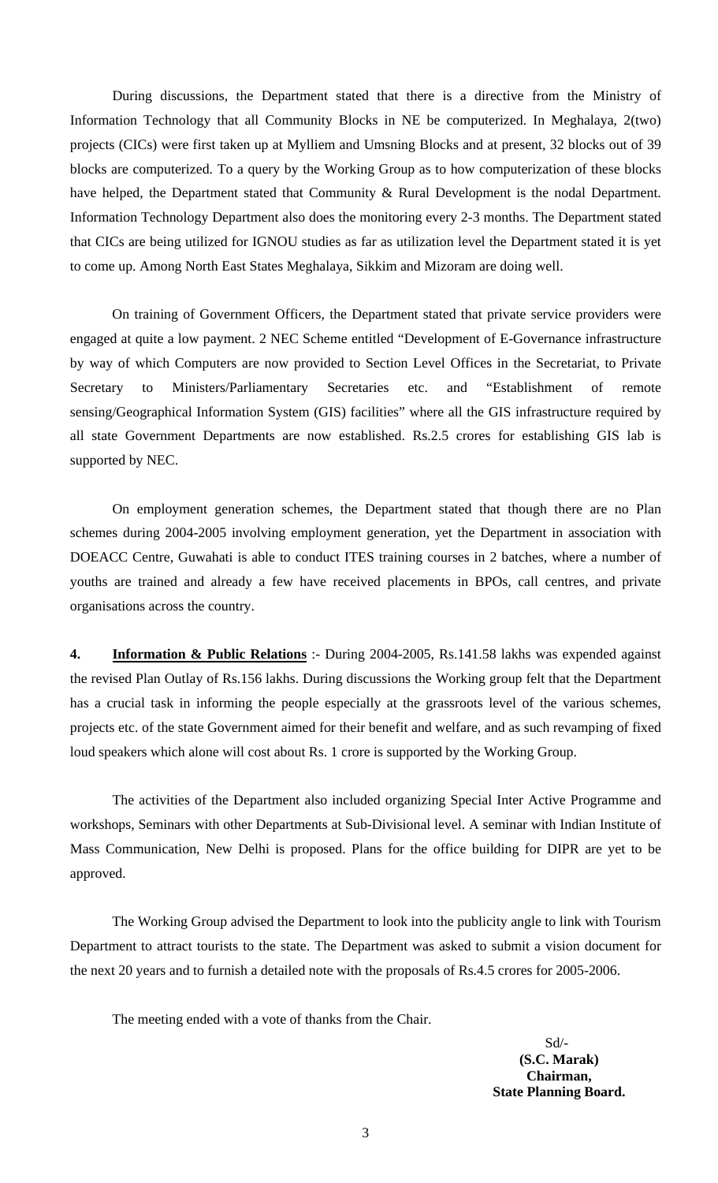During discussions, the Department stated that there is a directive from the Ministry of Information Technology that all Community Blocks in NE be computerized. In Meghalaya, 2(two) projects (CICs) were first taken up at Mylliem and Umsning Blocks and at present, 32 blocks out of 39 blocks are computerized. To a query by the Working Group as to how computerization of these blocks have helped, the Department stated that Community & Rural Development is the nodal Department. Information Technology Department also does the monitoring every 2-3 months. The Department stated that CICs are being utilized for IGNOU studies as far as utilization level the Department stated it is yet to come up. Among North East States Meghalaya, Sikkim and Mizoram are doing well.

On training of Government Officers, the Department stated that private service providers were engaged at quite a low payment. 2 NEC Scheme entitled "Development of E-Governance infrastructure by way of which Computers are now provided to Section Level Offices in the Secretariat, to Private Secretary to Ministers/Parliamentary Secretaries etc. and "Establishment of remote sensing/Geographical Information System (GIS) facilities" where all the GIS infrastructure required by all state Government Departments are now established. Rs.2.5 crores for establishing GIS lab is supported by NEC.

On employment generation schemes, the Department stated that though there are no Plan schemes during 2004-2005 involving employment generation, yet the Department in association with DOEACC Centre, Guwahati is able to conduct ITES training courses in 2 batches, where a number of youths are trained and already a few have received placements in BPOs, call centres, and private organisations across the country.

**4. <u>Information & Public Relations</u>** :- During 2004-2005, Rs.141.58 lakhs was expended against the revised Plan Outlay of Rs.156 lakhs. During discussions the Working group felt that the Department has a crucial task in informing the people especially at the grassroots level of the various schemes, projects etc. of the state Government aimed for their benefit and welfare, and as such revamping of fixed loud speakers which alone will cost about Rs. 1 crore is supported by the Working Group.

The activities of the Department also included organizing Special Inter Active Programme and workshops, Seminars with other Departments at Sub-Divisional level. A seminar with Indian Institute of Mass Communication, New Delhi is proposed. Plans for the office building for DIPR are yet to be approved.

The Working Group advised the Department to look into the publicity angle to link with Tourism Department to attract tourists to the state. The Department was asked to submit a vision document for the next 20 years and to furnish a detailed note with the proposals of Rs.4.5 crores for 2005-2006.

The meeting ended with a vote of thanks from the Chair.

Sd/-
**(S.C. Marak)**
**Chairman,**
**State Planning Board.**